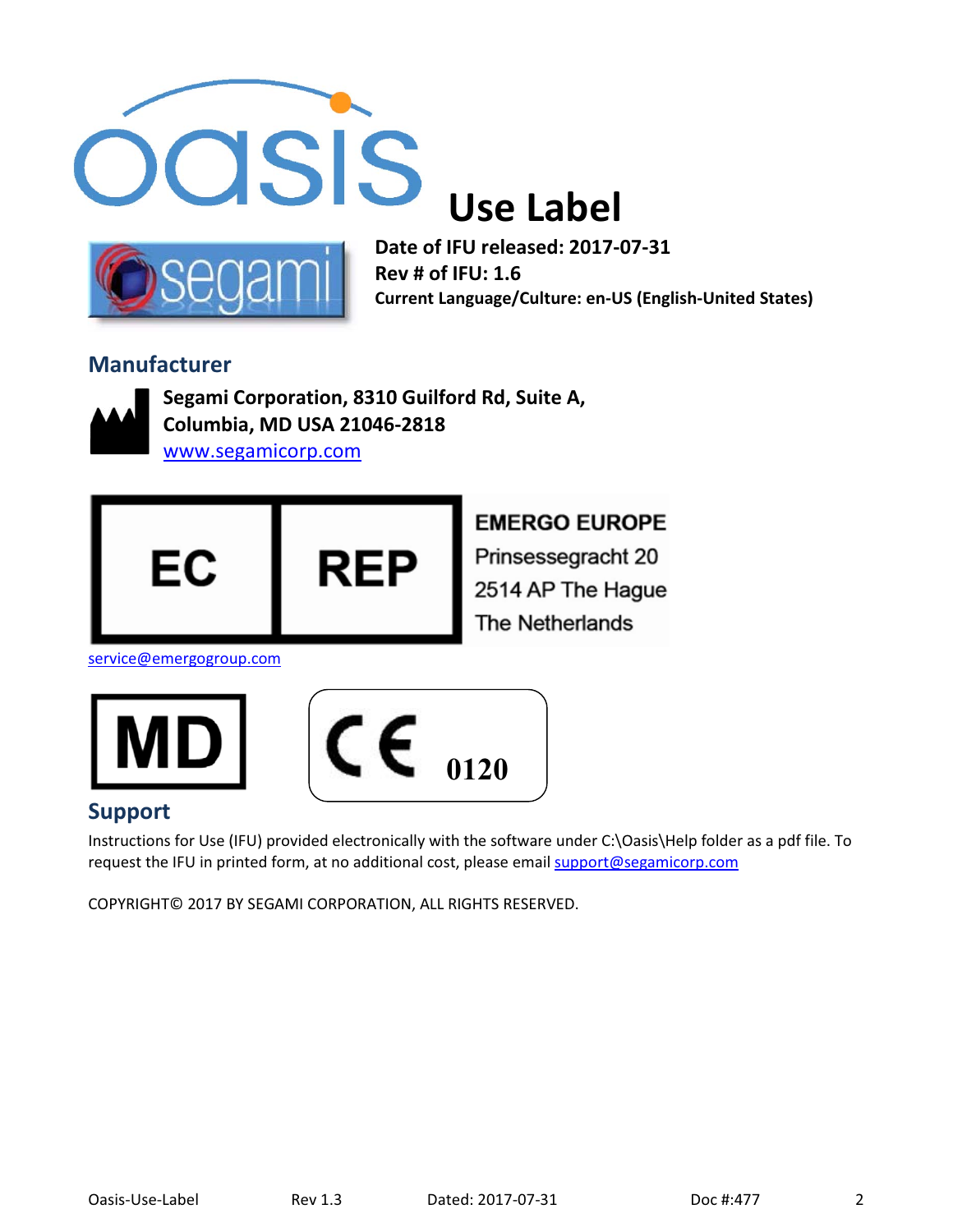# Use Label

**Date of IFU released: 2017-07-31**
**Rev # of IFU: 1.6**
**Current Language/Culture: en-US (English-United States)**

## Manufacturer

**Segami Corporation, 8310 Guilford Rd, Suite A,**
**Columbia, MD USA 21046-2818**
www.segamicorp.com

EC REP

**EMERGO EUROPE**
Prinsessegracht 20
2514 AP The Hague
The Netherlands

service@emergogroup.com

MD

CE 0120

## Support

Instructions for Use (IFU) provided electronically with the software under C:\Oasis\Help folder as a pdf file. To request the IFU in printed form, at no additional cost, please email support@segamicorp.com

COPYRIGHT© 2017 BY SEGAMI CORPORATION, ALL RIGHTS RESERVED.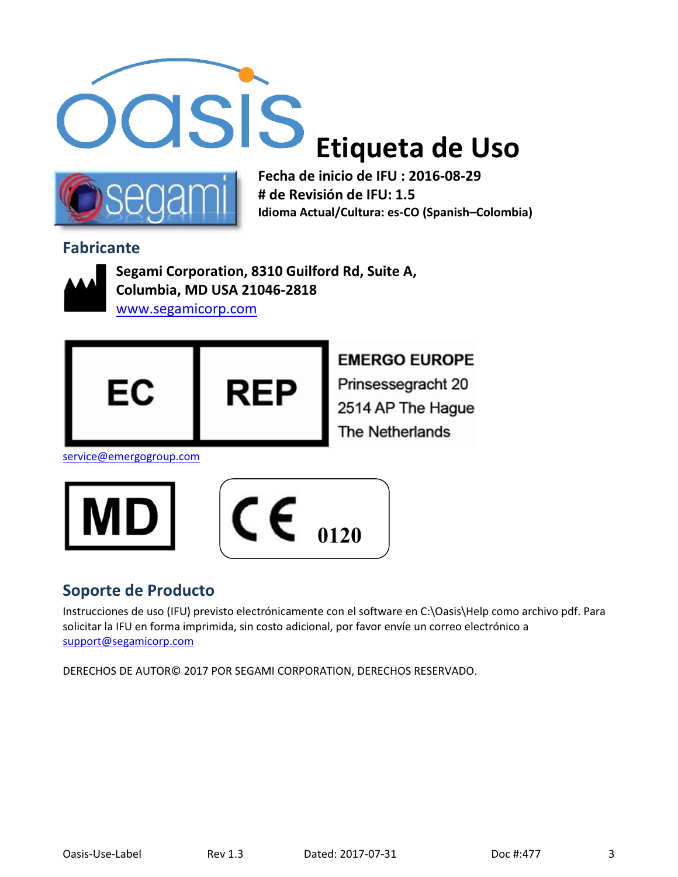# Etiqueta de Uso

**Fecha de inicio de IFU : 2016-08-29**
**# de Revisión de IFU: 1.5**
**Idioma Actual/Cultura: es-CO (Spanish–Colombia)**

## Fabricante

**Segami Corporation, 8310 Guilford Rd, Suite A,**
**Columbia, MD USA 21046-2818**
www.segamicorp.com

EC REP

**EMERGO EUROPE**
Prinsessegracht 20
2514 AP The Hague
The Netherlands

service@emergogroup.com

MD

CE 0120

## Soporte de Producto

Instrucciones de uso (IFU) previsto electrónicamente con el software en C:\Oasis\Help como archivo pdf. Para solicitar la IFU en forma imprimida, sin costo adicional, por favor envíe un correo electrónico a support@segamicorp.com

DERECHOS DE AUTOR© 2017 POR SEGAMI CORPORATION, DERECHOS RESERVADO.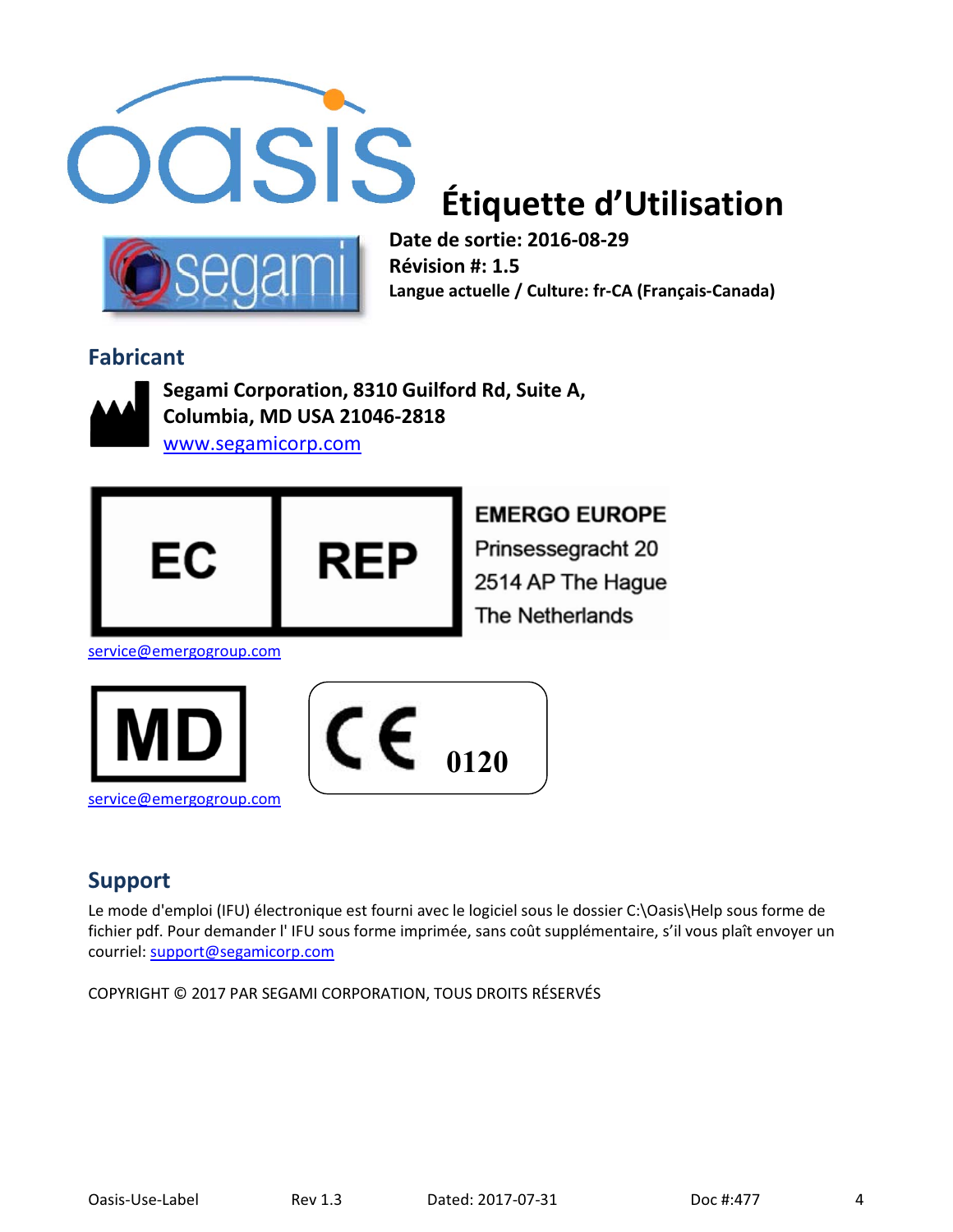# Étiquette d'Utilisation

**Date de sortie: 2016-08-29**
**Révision #: 1.5**
**Langue actuelle / Culture: fr-CA (Français-Canada)**

## Fabricant

**Segami Corporation, 8310 Guilford Rd, Suite A,**
**Columbia, MD USA 21046-2818**
[www.segamicorp.com](http://www.segamicorp.com)

EC REP

**EMERGO EUROPE**
Prinsessegracht 20
2514 AP The Hague
The Netherlands

service@emergogroup.com

MD

CE 0120

service@emergogroup.com

## Support

Le mode d'emploi (IFU) électronique est fourni avec le logiciel sous le dossier C:\Oasis\Help sous forme de fichier pdf. Pour demander l' IFU sous forme imprimée, sans coût supplémentaire, s'il vous plaît envoyer un courriel: support@segamicorp.com

COPYRIGHT © 2017 PAR SEGAMI CORPORATION, TOUS DROITS RÉSERVÉS